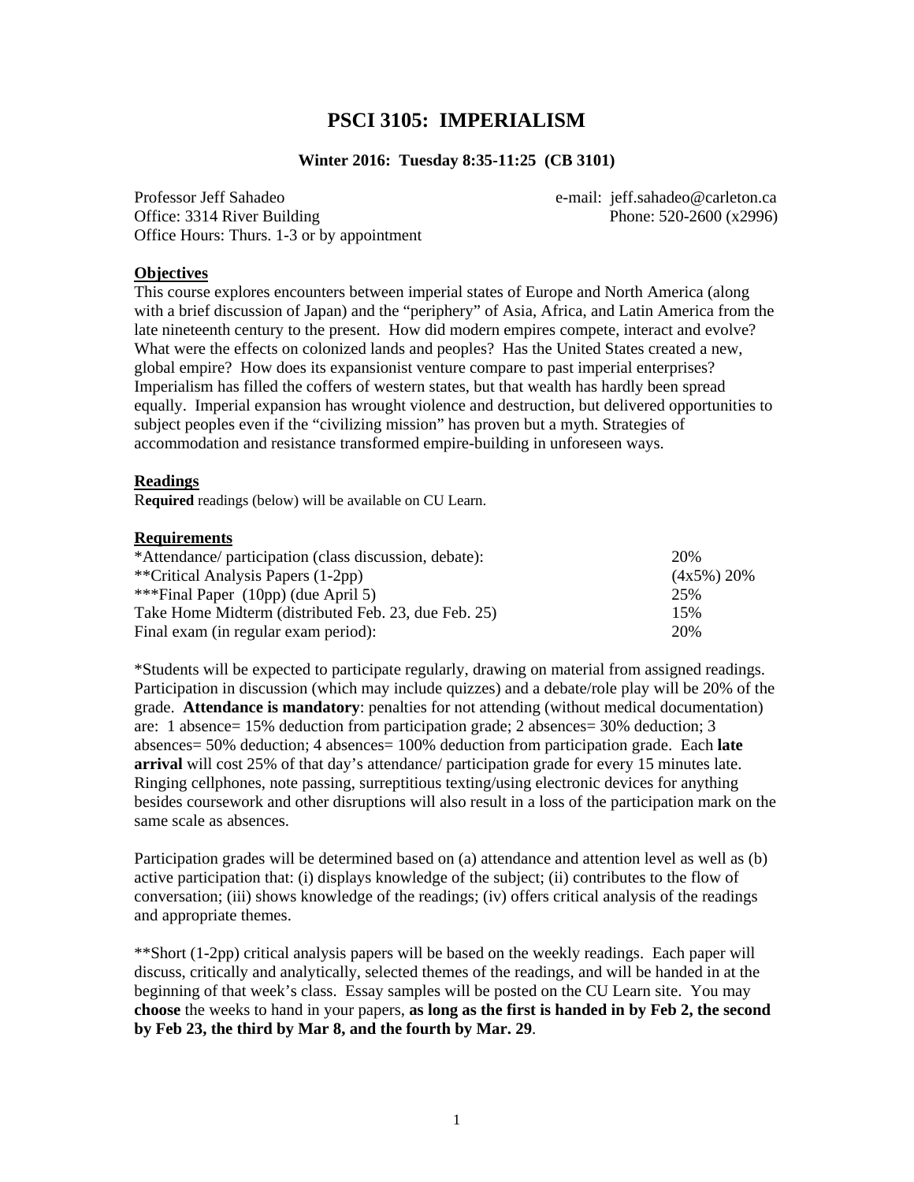# PSCI 3105: IMPERIALISM

**Winter 2016: Tuesday 8:35-11:25 (CB 3101)**

Professor Jeff Sahadeo
Office: 3314 River Building
Office Hours: Thurs. 1-3 or by appointment

e-mail: jeff.sahadeo@carleton.ca
Phone: 520-2600 (x2996)

## Objectives

This course explores encounters between imperial states of Europe and North America (along with a brief discussion of Japan) and the "periphery" of Asia, Africa, and Latin America from the late nineteenth century to the present. How did modern empires compete, interact and evolve? What were the effects on colonized lands and peoples? Has the United States created a new, global empire? How does its expansionist venture compare to past imperial enterprises? Imperialism has filled the coffers of western states, but that wealth has hardly been spread equally. Imperial expansion has wrought violence and destruction, but delivered opportunities to subject peoples even if the "civilizing mission" has proven but a myth. Strategies of accommodation and resistance transformed empire-building in unforeseen ways.

## Readings

R**equired** readings (below) will be available on CU Learn.

## Requirements

| | |
|---|---|
| *Attendance/ participation (class discussion, debate): | 20% |
| **Critical Analysis Papers (1-2pp) | (4x5%) 20% |
| ***Final Paper (10pp) (due April 5) | 25% |
| Take Home Midterm (distributed Feb. 23, due Feb. 25) | 15% |
| Final exam (in regular exam period): | 20% |

*Students will be expected to participate regularly, drawing on material from assigned readings. Participation in discussion (which may include quizzes) and a debate/role play will be 20% of the grade. **Attendance is mandatory**: penalties for not attending (without medical documentation) are: 1 absence= 15% deduction from participation grade; 2 absences= 30% deduction; 3 absences= 50% deduction; 4 absences= 100% deduction from participation grade. Each **late arrival** will cost 25% of that day's attendance/ participation grade for every 15 minutes late. Ringing cellphones, note passing, surreptitious texting/using electronic devices for anything besides coursework and other disruptions will also result in a loss of the participation mark on the same scale as absences.

Participation grades will be determined based on (a) attendance and attention level as well as (b) active participation that: (i) displays knowledge of the subject; (ii) contributes to the flow of conversation; (iii) shows knowledge of the readings; (iv) offers critical analysis of the readings and appropriate themes.

**Short (1-2pp) critical analysis papers will be based on the weekly readings. Each paper will discuss, critically and analytically, selected themes of the readings, and will be handed in at the beginning of that week's class. Essay samples will be posted on the CU Learn site. You may **choose** the weeks to hand in your papers, **as long as the first is handed in by Feb 2, the second by Feb 23, the third by Mar 8, and the fourth by Mar. 29**.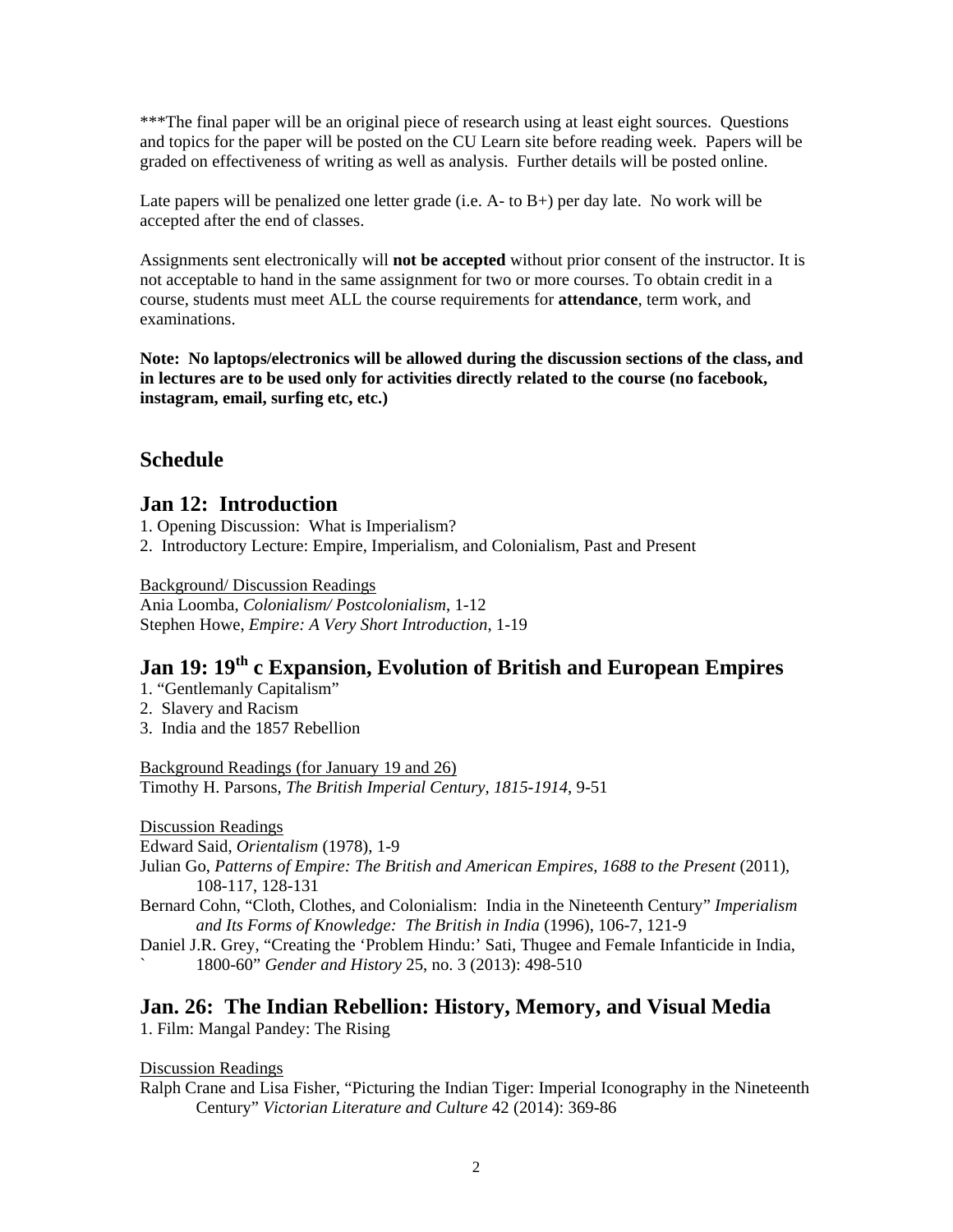***The final paper will be an original piece of research using at least eight sources. Questions and topics for the paper will be posted on the CU Learn site before reading week. Papers will be graded on effectiveness of writing as well as analysis. Further details will be posted online.

Late papers will be penalized one letter grade (i.e. A- to B+) per day late. No work will be accepted after the end of classes.

Assignments sent electronically will **not be accepted** without prior consent of the instructor. It is not acceptable to hand in the same assignment for two or more courses. To obtain credit in a course, students must meet ALL the course requirements for **attendance**, term work, and examinations.

**Note: No laptops/electronics will be allowed during the discussion sections of the class, and in lectures are to be used only for activities directly related to the course (no facebook, instagram, email, surfing etc, etc.)**

## Schedule

## Jan 12: Introduction

1. Opening Discussion: What is Imperialism?
2. Introductory Lecture: Empire, Imperialism, and Colonialism, Past and Present

Background/ Discussion Readings

Ania Loomba, *Colonialism/ Postcolonialism*, 1-12

Stephen Howe, *Empire: A Very Short Introduction*, 1-19

## Jan 19: 19th c Expansion, Evolution of British and European Empires

1. "Gentlemanly Capitalism"
2. Slavery and Racism
3. India and the 1857 Rebellion

Background Readings (for January 19 and 26)

Timothy H. Parsons, *The British Imperial Century, 1815-1914*, 9-51

Discussion Readings

Edward Said, *Orientalism* (1978), 1-9

Julian Go, *Patterns of Empire: The British and American Empires, 1688 to the Present* (2011), 108-117, 128-131

Bernard Cohn, "Cloth, Clothes, and Colonialism: India in the Nineteenth Century" *Imperialism and Its Forms of Knowledge: The British in India* (1996), 106-7, 121-9

Daniel J.R. Grey, "Creating the 'Problem Hindu:' Sati, Thugee and Female Infanticide in India, 1800-60" *Gender and History* 25, no. 3 (2013): 498-510

## Jan. 26: The Indian Rebellion: History, Memory, and Visual Media

1. Film: Mangal Pandey: The Rising

Discussion Readings

Ralph Crane and Lisa Fisher, "Picturing the Indian Tiger: Imperial Iconography in the Nineteenth Century" *Victorian Literature and Culture* 42 (2014): 369-86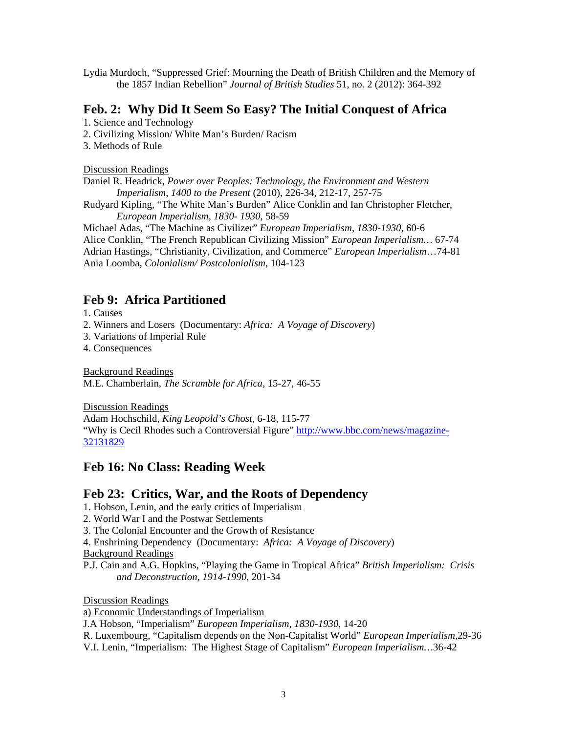Lydia Murdoch, "Suppressed Grief: Mourning the Death of British Children and the Memory of the 1857 Indian Rebellion" *Journal of British Studies* 51, no. 2 (2012): 364-392

## Feb. 2: Why Did It Seem So Easy? The Initial Conquest of Africa

1. Science and Technology
2. Civilizing Mission/ White Man's Burden/ Racism
3. Methods of Rule

<u>Discussion Readings</u>

Daniel R. Headrick, *Power over Peoples: Technology, the Environment and Western Imperialism, 1400 to the Present* (2010), 226-34, 212-17, 257-75

Rudyard Kipling, "The White Man's Burden" Alice Conklin and Ian Christopher Fletcher, *European Imperialism, 1830- 1930*, 58-59

Michael Adas, "The Machine as Civilizer" *European Imperialism, 1830-1930*, 60-6

Alice Conklin, "The French Republican Civilizing Mission" *European Imperialism…* 67-74

Adrian Hastings, "Christianity, Civilization, and Commerce" *European Imperialism*…74-81

Ania Loomba, *Colonialism/ Postcolonialism*, 104-123

## Feb 9: Africa Partitioned

1. Causes
2. Winners and Losers (Documentary: *Africa: A Voyage of Discovery*)
3. Variations of Imperial Rule
4. Consequences

<u>Background Readings</u>

M.E. Chamberlain, *The Scramble for Africa*, 15-27, 46-55

<u>Discussion Readings</u>

Adam Hochschild, *King Leopold's Ghost*, 6-18, 115-77

"Why is Cecil Rhodes such a Controversial Figure" [http://www.bbc.com/news/magazine-32131829](http://www.bbc.com/news/magazine-32131829)

## Feb 16: No Class: Reading Week

## Feb 23: Critics, War, and the Roots of Dependency

1. Hobson, Lenin, and the early critics of Imperialism
2. World War I and the Postwar Settlements
3. The Colonial Encounter and the Growth of Resistance
4. Enshrining Dependency (Documentary: *Africa: A Voyage of Discovery*)

<u>Background Readings</u>

P.J. Cain and A.G. Hopkins, "Playing the Game in Tropical Africa" *British Imperialism: Crisis and Deconstruction, 1914-1990*, 201-34

<u>Discussion Readings</u>

<u>a) Economic Understandings of Imperialism</u>

J.A Hobson, "Imperialism" *European Imperialism, 1830-1930*, 14-20

R. Luxembourg, "Capitalism depends on the Non-Capitalist World" *European Imperialism*,29-36

V.I. Lenin, "Imperialism: The Highest Stage of Capitalism" *European Imperialism…*36-42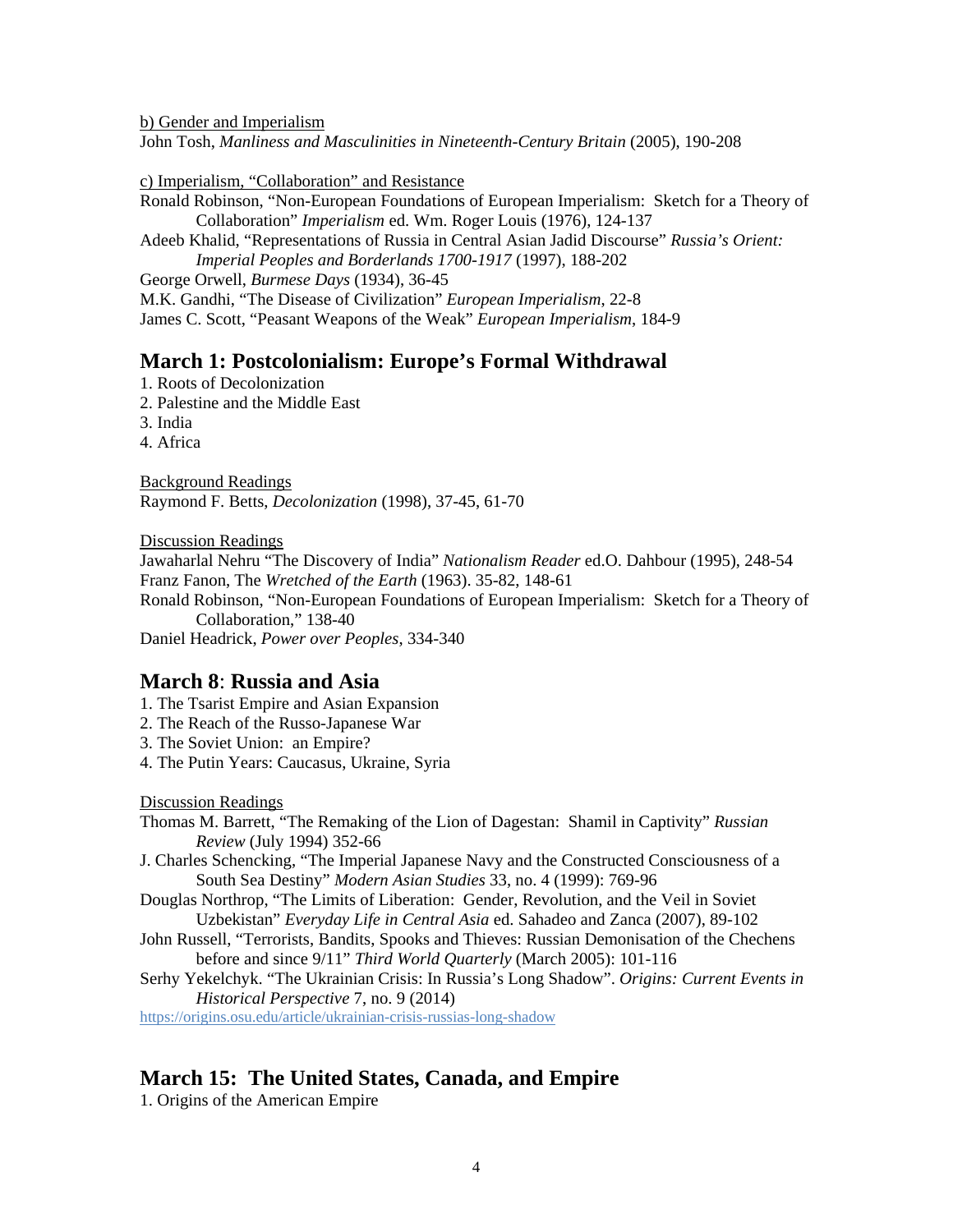b) Gender and Imperialism

John Tosh, *Manliness and Masculinities in Nineteenth-Century Britain* (2005), 190-208

c) Imperialism, "Collaboration" and Resistance

Ronald Robinson, "Non-European Foundations of European Imperialism: Sketch for a Theory of Collaboration" *Imperialism* ed. Wm. Roger Louis (1976), 124-137

Adeeb Khalid, "Representations of Russia in Central Asian Jadid Discourse" *Russia's Orient: Imperial Peoples and Borderlands 1700-1917* (1997), 188-202

George Orwell, *Burmese Days* (1934), 36-45

M.K. Gandhi, "The Disease of Civilization" *European Imperialism*, 22-8

James C. Scott, "Peasant Weapons of the Weak" *European Imperialism*, 184-9

## March 1: Postcolonialism: Europe's Formal Withdrawal

1. Roots of Decolonization
2. Palestine and the Middle East
3. India
4. Africa

Background Readings

Raymond F. Betts, *Decolonization* (1998), 37-45, 61-70

Discussion Readings

Jawaharlal Nehru "The Discovery of India" *Nationalism Reader* ed.O. Dahbour (1995), 248-54

Franz Fanon, The *Wretched of the Earth* (1963). 35-82, 148-61

Ronald Robinson, "Non-European Foundations of European Imperialism: Sketch for a Theory of Collaboration," 138-40

Daniel Headrick, *Power over Peoples*, 334-340

## March 8: Russia and Asia

1. The Tsarist Empire and Asian Expansion
2. The Reach of the Russo-Japanese War
3. The Soviet Union: an Empire?
4. The Putin Years: Caucasus, Ukraine, Syria

Discussion Readings

Thomas M. Barrett, "The Remaking of the Lion of Dagestan: Shamil in Captivity" *Russian Review* (July 1994) 352-66

J. Charles Schencking, "The Imperial Japanese Navy and the Constructed Consciousness of a South Sea Destiny" *Modern Asian Studies* 33, no. 4 (1999): 769-96

Douglas Northrop, "The Limits of Liberation: Gender, Revolution, and the Veil in Soviet Uzbekistan" *Everyday Life in Central Asia* ed. Sahadeo and Zanca (2007), 89-102

John Russell, "Terrorists, Bandits, Spooks and Thieves: Russian Demonisation of the Chechens before and since 9/11" *Third World Quarterly* (March 2005): 101-116

Serhy Yekelchyk. "The Ukrainian Crisis: In Russia's Long Shadow". *Origins: Current Events in Historical Perspective* 7, no. 9 (2014)

https://origins.osu.edu/article/ukrainian-crisis-russias-long-shadow

## March 15: The United States, Canada, and Empire

1. Origins of the American Empire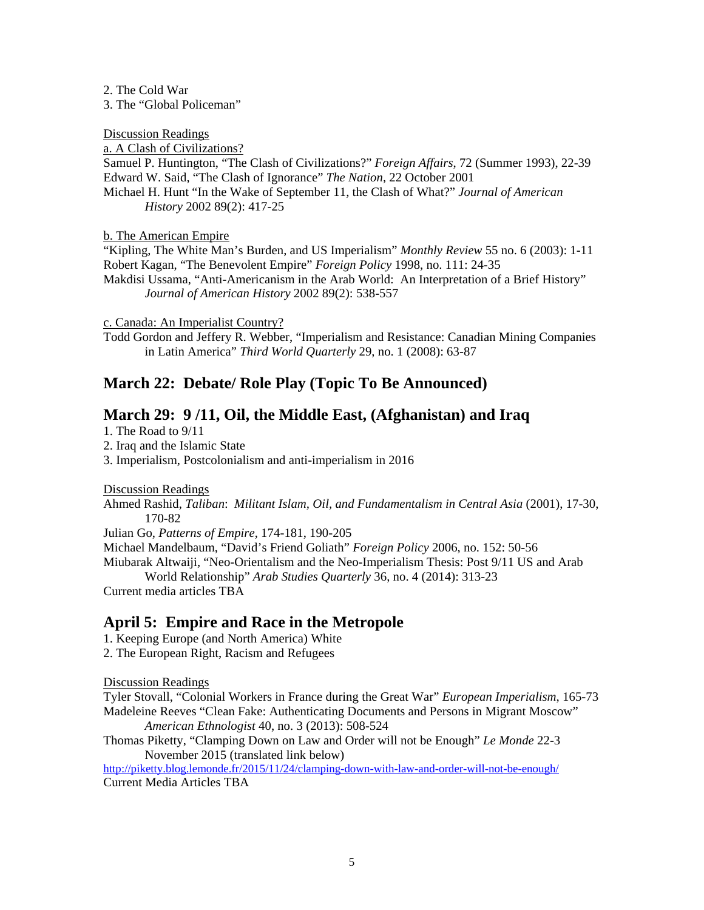2. The Cold War
3. The "Global Policeman"

Discussion Readings

a. A Clash of Civilizations?

Samuel P. Huntington, "The Clash of Civilizations?" *Foreign Affairs*, 72 (Summer 1993), 22-39
Edward W. Said, "The Clash of Ignorance" *The Nation*, 22 October 2001
Michael H. Hunt "In the Wake of September 11, the Clash of What?" *Journal of American History* 2002 89(2): 417-25

b. The American Empire

"Kipling, The White Man's Burden, and US Imperialism" *Monthly Review* 55 no. 6 (2003): 1-11
Robert Kagan, "The Benevolent Empire" *Foreign Policy* 1998, no. 111: 24-35
Makdisi Ussama, "Anti-Americanism in the Arab World: An Interpretation of a Brief History" *Journal of American History* 2002 89(2): 538-557

c. Canada: An Imperialist Country?

Todd Gordon and Jeffery R. Webber, "Imperialism and Resistance: Canadian Mining Companies in Latin America" *Third World Quarterly* 29, no. 1 (2008): 63-87

## March 22: Debate/ Role Play (Topic To Be Announced)

## March 29: 9 /11, Oil, the Middle East, (Afghanistan) and Iraq

1. The Road to 9/11
2. Iraq and the Islamic State
3. Imperialism, Postcolonialism and anti-imperialism in 2016

Discussion Readings

Ahmed Rashid, *Taliban*: *Militant Islam, Oil, and Fundamentalism in Central Asia* (2001), 17-30, 170-82
Julian Go, *Patterns of Empire*, 174-181, 190-205
Michael Mandelbaum, "David's Friend Goliath" *Foreign Policy* 2006, no. 152: 50-56
Miubarak Altwaiji, "Neo-Orientalism and the Neo-Imperialism Thesis: Post 9/11 US and Arab World Relationship" *Arab Studies Quarterly* 36, no. 4 (2014): 313-23
Current media articles TBA

## April 5: Empire and Race in the Metropole

1. Keeping Europe (and North America) White
2. The European Right, Racism and Refugees

Discussion Readings

Tyler Stovall, "Colonial Workers in France during the Great War" *European Imperialism*, 165-73
Madeleine Reeves "Clean Fake: Authenticating Documents and Persons in Migrant Moscow" *American Ethnologist* 40, no. 3 (2013): 508-524
Thomas Piketty, "Clamping Down on Law and Order will not be Enough" *Le Monde* 22-3 November 2015 (translated link below)
http://piketty.blog.lemonde.fr/2015/11/24/clamping-down-with-law-and-order-will-not-be-enough/
Current Media Articles TBA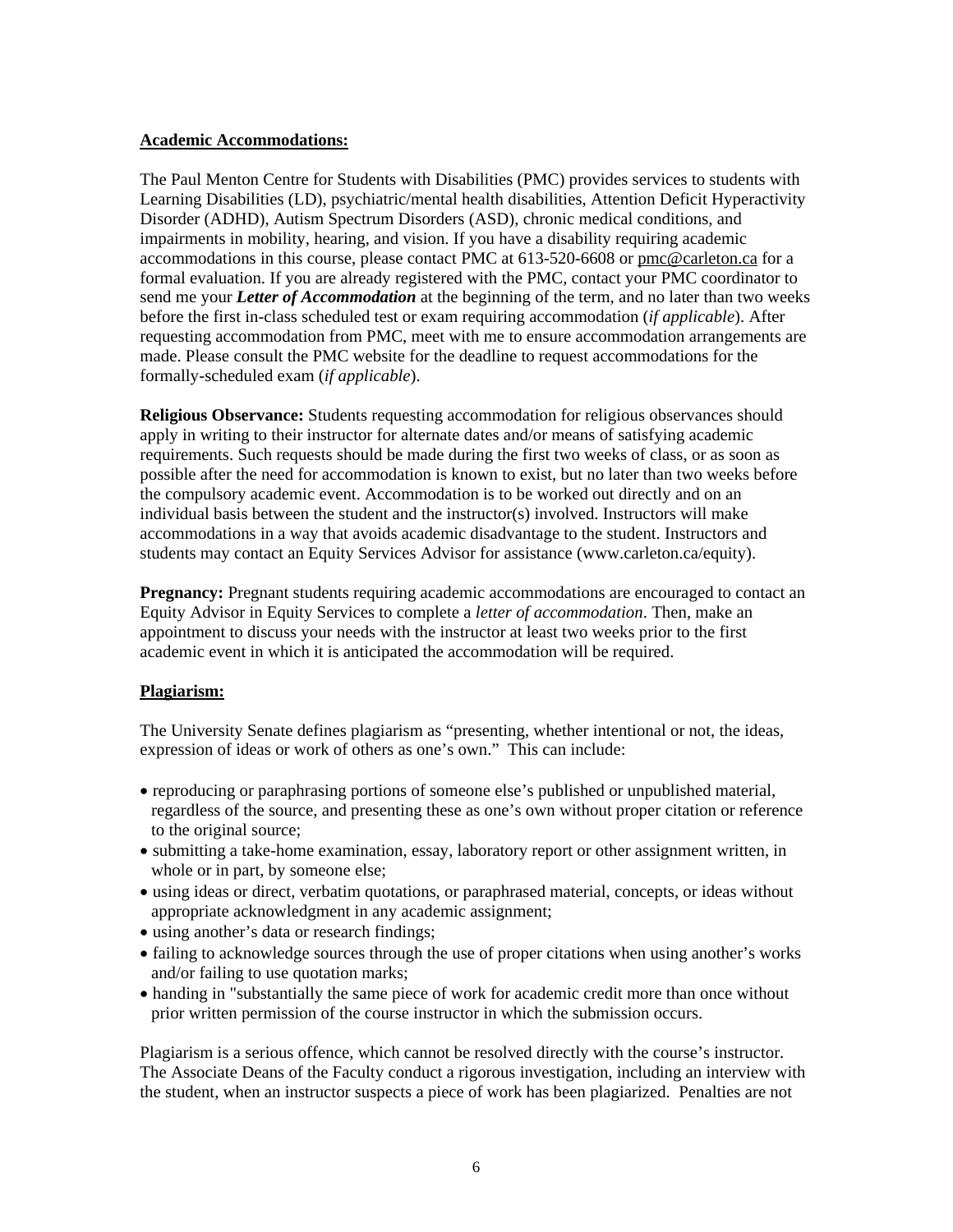**Academic Accommodations:**

The Paul Menton Centre for Students with Disabilities (PMC) provides services to students with Learning Disabilities (LD), psychiatric/mental health disabilities, Attention Deficit Hyperactivity Disorder (ADHD), Autism Spectrum Disorders (ASD), chronic medical conditions, and impairments in mobility, hearing, and vision. If you have a disability requiring academic accommodations in this course, please contact PMC at 613-520-6608 or pmc@carleton.ca for a formal evaluation. If you are already registered with the PMC, contact your PMC coordinator to send me your ***Letter of Accommodation*** at the beginning of the term, and no later than two weeks before the first in-class scheduled test or exam requiring accommodation (*if applicable*). After requesting accommodation from PMC, meet with me to ensure accommodation arrangements are made. Please consult the PMC website for the deadline to request accommodations for the formally-scheduled exam (*if applicable*).

**Religious Observance:** Students requesting accommodation for religious observances should apply in writing to their instructor for alternate dates and/or means of satisfying academic requirements. Such requests should be made during the first two weeks of class, or as soon as possible after the need for accommodation is known to exist, but no later than two weeks before the compulsory academic event. Accommodation is to be worked out directly and on an individual basis between the student and the instructor(s) involved. Instructors will make accommodations in a way that avoids academic disadvantage to the student. Instructors and students may contact an Equity Services Advisor for assistance (www.carleton.ca/equity).

**Pregnancy:** Pregnant students requiring academic accommodations are encouraged to contact an Equity Advisor in Equity Services to complete a *letter of accommodation*. Then, make an appointment to discuss your needs with the instructor at least two weeks prior to the first academic event in which it is anticipated the accommodation will be required.

**Plagiarism:**

The University Senate defines plagiarism as "presenting, whether intentional or not, the ideas, expression of ideas or work of others as one's own." This can include:

- reproducing or paraphrasing portions of someone else's published or unpublished material, regardless of the source, and presenting these as one's own without proper citation or reference to the original source;
- submitting a take-home examination, essay, laboratory report or other assignment written, in whole or in part, by someone else;
- using ideas or direct, verbatim quotations, or paraphrased material, concepts, or ideas without appropriate acknowledgment in any academic assignment;
- using another's data or research findings;
- failing to acknowledge sources through the use of proper citations when using another's works and/or failing to use quotation marks;
- handing in "substantially the same piece of work for academic credit more than once without prior written permission of the course instructor in which the submission occurs.

Plagiarism is a serious offence, which cannot be resolved directly with the course's instructor. The Associate Deans of the Faculty conduct a rigorous investigation, including an interview with the student, when an instructor suspects a piece of work has been plagiarized. Penalties are not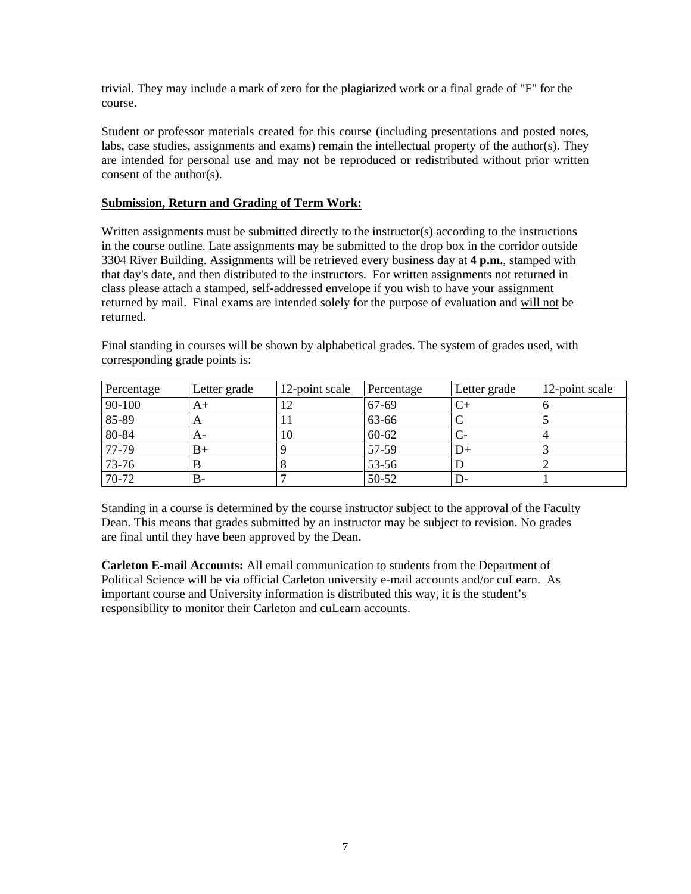trivial. They may include a mark of zero for the plagiarized work or a final grade of "F" for the course.

Student or professor materials created for this course (including presentations and posted notes, labs, case studies, assignments and exams) remain the intellectual property of the author(s). They are intended for personal use and may not be reproduced or redistributed without prior written consent of the author(s).

**Submission, Return and Grading of Term Work:**

Written assignments must be submitted directly to the instructor(s) according to the instructions in the course outline. Late assignments may be submitted to the drop box in the corridor outside 3304 River Building. Assignments will be retrieved every business day at **4 p.m.**, stamped with that day's date, and then distributed to the instructors. For written assignments not returned in class please attach a stamped, self-addressed envelope if you wish to have your assignment returned by mail. Final exams are intended solely for the purpose of evaluation and will not be returned.

Final standing in courses will be shown by alphabetical grades. The system of grades used, with corresponding grade points is:

| Percentage | Letter grade | 12-point scale | Percentage | Letter grade | 12-point scale |
|---|---|---|---|---|---|
| 90-100 | A+ | 12 | 67-69 | C+ | 6 |
| 85-89 | A | 11 | 63-66 | C | 5 |
| 80-84 | A- | 10 | 60-62 | C- | 4 |
| 77-79 | B+ | 9 | 57-59 | D+ | 3 |
| 73-76 | B | 8 | 53-56 | D | 2 |
| 70-72 | B- | 7 | 50-52 | D- | 1 |

Standing in a course is determined by the course instructor subject to the approval of the Faculty Dean. This means that grades submitted by an instructor may be subject to revision. No grades are final until they have been approved by the Dean.

**Carleton E-mail Accounts:** All email communication to students from the Department of Political Science will be via official Carleton university e-mail accounts and/or cuLearn. As important course and University information is distributed this way, it is the student's responsibility to monitor their Carleton and cuLearn accounts.